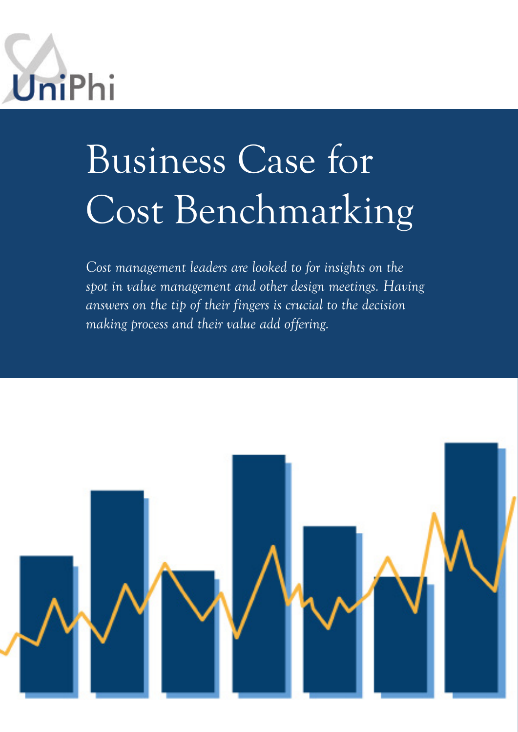UniPhi

# Business Case for Cost Benchmarking

*Cost management leaders are looked to for insights on the spot in value management and other design meetings. Having answers on the tip of their fingers is crucial to the decision making process and their value add offering.*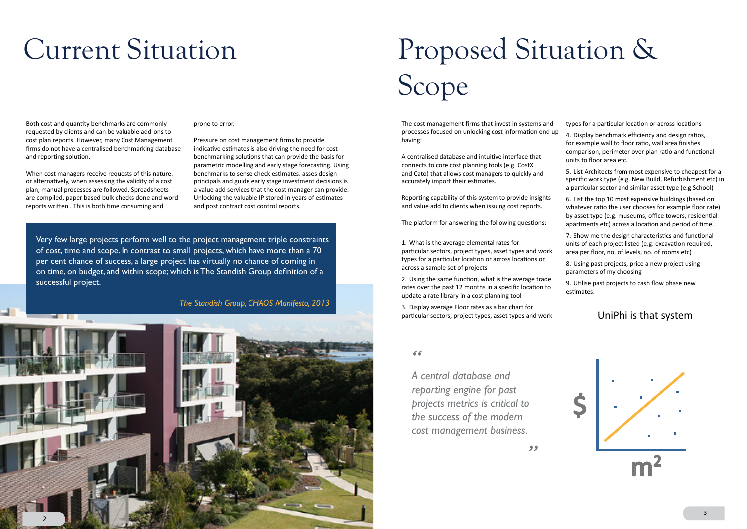# Current Situation

Both cost and quantity benchmarks are commonly requested by clients and can be valuable add-ons to cost plan reports. However, many Cost Management firms do not have a centralised benchmarking database and reporting solution.

When cost managers receive requests of this nature, or alternatively, when assessing the validity of a cost plan, manual processes are followed. Spreadsheets are compiled, paper based bulk checks done and word reports written . This is both time consuming and prone to error.

Pressure on cost management firms to provide indicative estimates is also driving the need for cost benchmarking solutions that can provide the basis for parametric modelling and early stage forecasting. Using benchmarks to sense check estimates, asses design principals and guide early stage investment decisions is a value add services that the cost manager can provide. Unlocking the valuable IP stored in years of estimates and post contract cost control reports.

> Very few large projects perform well to the project management triple constraints of cost, time and scope. In contrast to small projects, which have more than a 70 per cent chance of success, a large project has virtually no chance of coming in on time, on budget, and within scope; which is The Standish Group definition of a successful project.
>
> *The Standish Group, CHAOS Manifesto, 2013*

# Proposed Situation & Scope

The cost management firms that invest in systems and processes focused on unlocking cost information end up having:

A centralised database and intuitive interface that connects to core cost planning tools (e.g. CostX and Cato) that allows cost managers to quickly and accurately import their estimates.

Reporting capability of this system to provide insights and value add to clients when issuing cost reports.

The platform for answering the following questions:

1. What is the average elemental rates for particular sectors, project types, asset types and work types for a particular location or across locations or across a sample set of projects
2. Using the same function, what is the average trade rates over the past 12 months in a specific location to update a rate library in a cost planning tool
3. Display average Floor rates as a bar chart for particular sectors, project types, asset types and work types for a particular location or across locations
4. Display benchmark efficiency and design ratios, for example wall to floor ratio, wall area finishes comparison, perimeter over plan ratio and functional units to floor area etc.
5. List Architects from most expensive to cheapest for a specific work type (e.g. New Build, Refurbishment etc) in a particular sector and similar asset type (e.g School)
6. List the top 10 most expensive buildings (based on whatever ratio the user chooses for example floor rate) by asset type (e.g. museums, office towers, residential apartments etc) across a location and period of time.
7. Show me the design characteristics and functional units of each project listed (e.g. excavation required, area per floor, no. of levels, no. of rooms etc)
8. Using past projects, price a new project using parameters of my choosing
9. Utilise past projects to cash flow phase new estimates.

> *"A central database and reporting engine for past projects metrics is critical to the success of the modern cost management business."*

UniPhi is that system

$

m²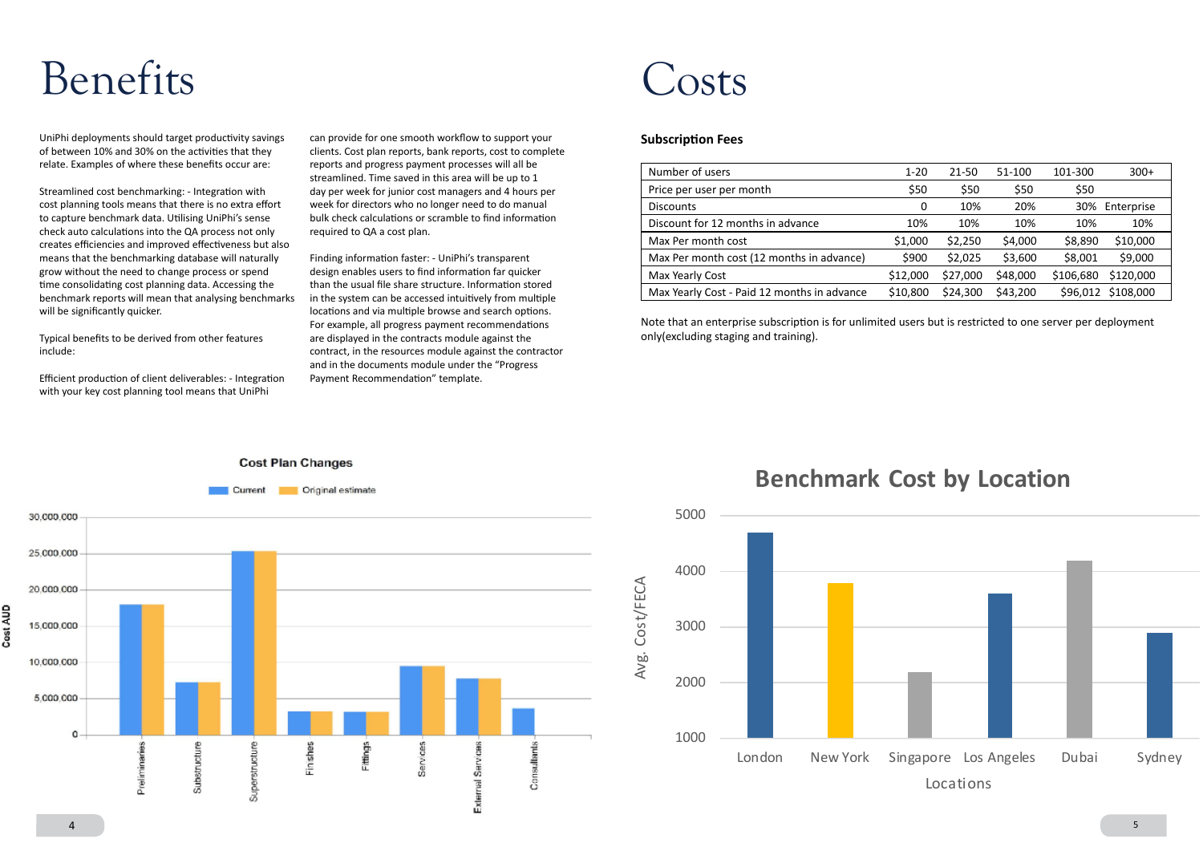# Benefits

UniPhi deployments should target productivity savings of between 10% and 30% on the activities that they relate. Examples of where these benefits occur are:

Streamlined cost benchmarking: - Integration with cost planning tools means that there is no extra effort to capture benchmark data. Utilising UniPhi's sense check auto calculations into the QA process not only creates efficiencies and improved effectiveness but also means that the benchmarking database will naturally grow without the need to change process or spend time consolidating cost planning data. Accessing the benchmark reports will mean that analysing benchmarks will be significantly quicker.

Typical benefits to be derived from other features include:

Efficient production of client deliverables: - Integration with your key cost planning tool means that UniPhi can provide for one smooth workflow to support your clients. Cost plan reports, bank reports, cost to complete reports and progress payment processes will all be streamlined. Time saved in this area will be up to 1 day per week for junior cost managers and 4 hours per week for directors who no longer need to do manual bulk check calculations or scramble to find information required to QA a cost plan.

Finding information faster: - UniPhi's transparent design enables users to find information far quicker than the usual file share structure. Information stored in the system can be accessed intuitively from multiple locations and via multiple browse and search options. For example, all progress payment recommendations are displayed in the contracts module against the contract, in the resources module against the contractor and in the documents module under the "Progress Payment Recommendation" template.

Cost Plan Changes

Current    Original estimate

Cost AUD

30,000,000
25,000,000
20,000,000
15,000,000
10,000,000
5,000,000
0

Preliminaries, Substructure, Superstructure, Finishes, Fittings, Services, External Services, Consultants

# Costs

**Subscription Fees**

| | | | | | |
|---|---|---|---|---|---|
| Number of users | 1-20 | 21-50 | 51-100 | 101-300 | 300+ |
| Price per user per month | $50 | $50 | $50 | $50 | |
| Discounts | 0 | 10% | 20% | 30% | Enterprise |
| Discount for 12 months in advance | 10% | 10% | 10% | 10% | 10% |
| Max Per month cost | $1,000 | $2,250 | $4,000 | $8,890 | $10,000 |
| Max Per month cost (12 months in advance) | $900 | $2,025 | $3,600 | $8,001 | $9,000 |
| Max Yearly Cost | $12,000 | $27,000 | $48,000 | $106,680 | $120,000 |
| Max Yearly Cost - Paid 12 months in advance | $10,800 | $24,300 | $43,200 | $96,012 | $108,000 |

Note that an enterprise subscription is for unlimited users but is restricted to one server per deployment only(excluding staging and training).

Benchmark Cost by Location

Avg. Cost/FECA

5000
4000
3000
2000
1000

London, New York, Singapore, Los Angeles, Dubai, Sydney

Locations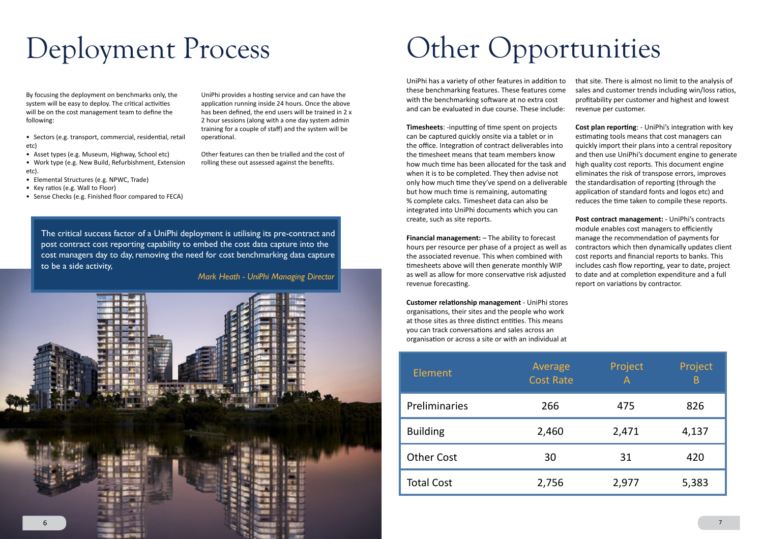# Deployment Process

By focusing the deployment on benchmarks only, the system will be easy to deploy. The critical activities will be on the cost management team to define the following:

- Sectors (e.g. transport, commercial, residential, retail etc)
- Asset types (e.g. Museum, Highway, School etc)
- Work type (e.g. New Build, Refurbishment, Extension etc).
- Elemental Structures (e.g. NPWC, Trade)
- Key ratios (e.g. Wall to Floor)
- Sense Checks (e.g. Finished floor compared to FECA)

UniPhi provides a hosting service and can have the application running inside 24 hours. Once the above has been defined, the end users will be trained in 2 x 2 hour sessions (along with a one day system admin training for a couple of staff) and the system will be operational.

Other features can then be trialled and the cost of rolling these out assessed against the benefits.

> The critical success factor of a UniPhi deployment is utilising its pre-contract and post contract cost reporting capability to embed the cost data capture into the cost managers day to day, removing the need for cost benchmarking data capture to be a side activity,
>
> *Mark Heath - UniPhi Managing Director*

# Other Opportunities

UniPhi has a variety of other features in addition to these benchmarking features. These features come with the benchmarking software at no extra cost and can be evaluated in due course. These include:

**Timesheets**: -inputting of time spent on projects can be captured quickly onsite via a tablet or in the office. Integration of contract deliverables into the timesheet means that team members know how much time has been allocated for the task and when it is to be completed. They then advise not only how much time they've spend on a deliverable but how much time is remaining, automating % complete calcs. Timesheet data can also be integrated into UniPhi documents which you can create, such as site reports.

**Financial management:** – The ability to forecast hours per resource per phase of a project as well as the associated revenue. This when combined with timesheets above will then generate monthly WIP as well as allow for more conservative risk adjusted revenue forecasting.

**Customer relationship management** - UniPhi stores organisations, their sites and the people who work at those sites as three distinct entities. This means you can track conversations and sales across an organisation or across a site or with an individual at that site. There is almost no limit to the analysis of sales and customer trends including win/loss ratios, profitability per customer and highest and lowest revenue per customer.

**Cost plan reporting**: - UniPhi's integration with key estimating tools means that cost managers can quickly import their plans into a central repository and then use UniPhi's document engine to generate high quality cost reports. This document engine eliminates the risk of transpose errors, improves the standardisation of reporting (through the application of standard fonts and logos etc) and reduces the time taken to compile these reports.

**Post contract management:** - UniPhi's contracts module enables cost managers to efficiently manage the recommendation of payments for contractors which then dynamically updates client cost reports and financial reports to banks. This includes cash flow reporting, year to date, project to date and at completion expenditure and a full report on variations by contractor.

| Element | Average Cost Rate | Project A | Project B |
|---|---|---|---|
| Preliminaries | 266 | 475 | 826 |
| Building | 2,460 | 2,471 | 4,137 |
| Other Cost | 30 | 31 | 420 |
| Total Cost | 2,756 | 2,977 | 5,383 |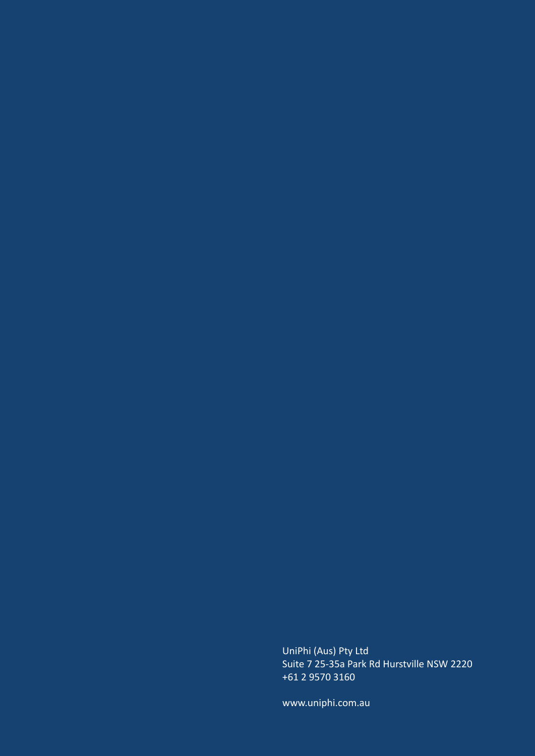UniPhi (Aus) Pty Ltd
Suite 7 25-35a Park Rd Hurstville NSW 2220
+61 2 9570 3160

www.uniphi.com.au